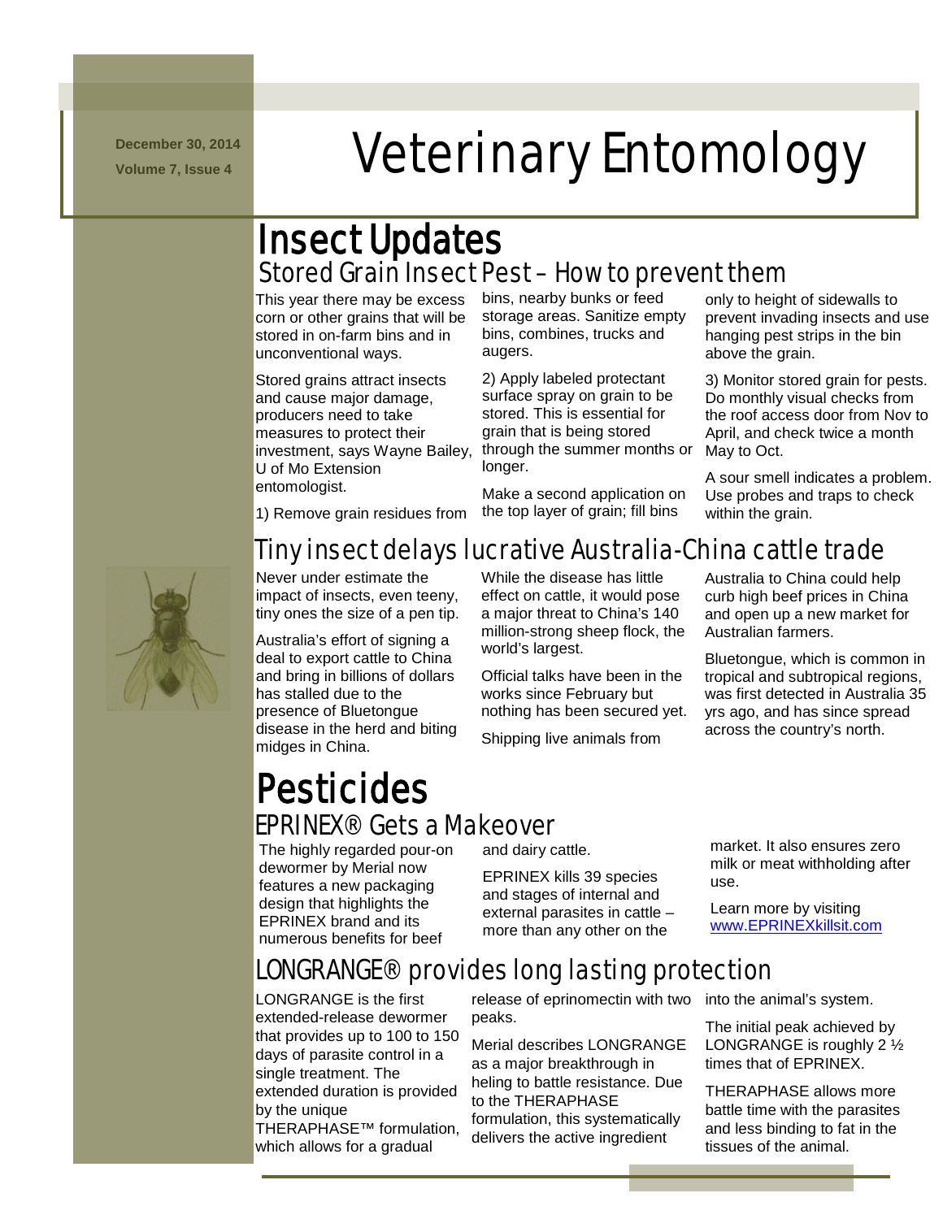December 30, 2014

Volume 7, Issue 4

# Veterinary Entomology

## Insect Updates

### Stored Grain Insect Pest – How to prevent them

This year there may be excess corn or other grains that will be stored in on-farm bins and in unconventional ways.

Stored grains attract insects and cause major damage, producers need to take measures to protect their investment, says Wayne Bailey, U of Mo Extension entomologist.

1) Remove grain residues from bins, nearby bunks or feed storage areas. Sanitize empty bins, combines, trucks and augers.

2) Apply labeled protectant surface spray on grain to be stored. This is essential for grain that is being stored through the summer months or longer.

Make a second application on the top layer of grain; fill bins only to height of sidewalls to prevent invading insects and use hanging pest strips in the bin above the grain.

3) Monitor stored grain for pests. Do monthly visual checks from the roof access door from Nov to April, and check twice a month May to Oct.

A sour smell indicates a problem. Use probes and traps to check within the grain.

### Tiny insect delays lucrative Australia-China cattle trade

Never under estimate the impact of insects, even teeny, tiny ones the size of a pen tip.

Australia's effort of signing a deal to export cattle to China and bring in billions of dollars has stalled due to the presence of Bluetongue disease in the herd and biting midges in China.

While the disease has little effect on cattle, it would pose a major threat to China's 140 million-strong sheep flock, the world's largest.

Official talks have been in the works since February but nothing has been secured yet.

Shipping live animals from Australia to China could help curb high beef prices in China and open up a new market for Australian farmers.

Bluetongue, which is common in tropical and subtropical regions, was first detected in Australia 35 yrs ago, and has since spread across the country's north.

## Pesticides

### EPRINEX® Gets a Makeover

The highly regarded pour-on dewormer by Merial now features a new packaging design that highlights the EPRINEX brand and its numerous benefits for beef and dairy cattle.

EPRINEX kills 39 species and stages of internal and external parasites in cattle – more than any other on the market. It also ensures zero milk or meat withholding after use.

Learn more by visiting [www.EPRINEXkillsit.com](www.EPRINEXkillsit.com)

### LONGRANGE® provides long lasting protection

LONGRANGE is the first extended-release dewormer that provides up to 100 to 150 days of parasite control in a single treatment. The extended duration is provided by the unique THERAPHASE™ formulation, which allows for a gradual release of eprinomectin with two peaks.

Merial describes LONGRANGE as a major breakthrough in heling to battle resistance. Due to the THERAPHASE formulation, this systematically delivers the active ingredient into the animal's system.

The initial peak achieved by LONGRANGE is roughly 2 ½ times that of EPRINEX.

THERAPHASE allows more battle time with the parasites and less binding to fat in the tissues of the animal.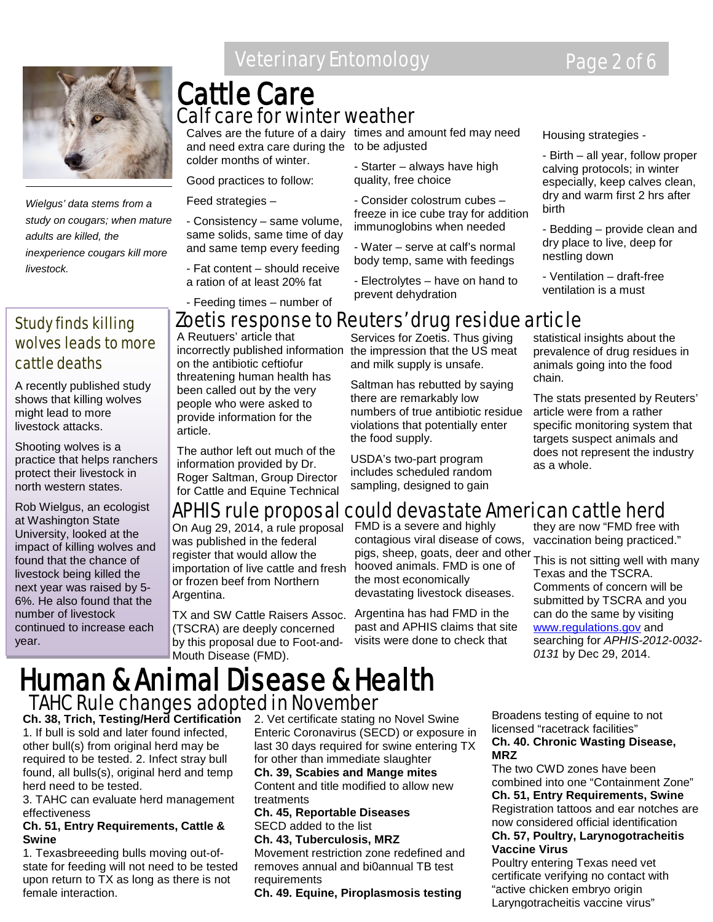# Cattle Care

## Calf care for winter weather

Calves are the future of a dairy and need extra care during the colder months of winter.

Good practices to follow:

Feed strategies –

- Consistency – same volume, same solids, same time of day and same temp every feeding
- Fat content – should receive a ration of at least 20% fat
- Feeding times – number of times and amount fed may need to be adjusted
- Starter – always have high quality, free choice
- Consider colostrum cubes – freeze in ice cube tray for addition immunoglobins when needed
- Water – serve at calf's normal body temp, same with feedings
- Electrolytes – have on hand to prevent dehydration

Housing strategies -

- Birth – all year, follow proper calving protocols; in winter especially, keep calves clean, dry and warm first 2 hrs after birth
- Bedding – provide clean and dry place to live, deep for nestling down
- Ventilation – draft-free ventilation is a must

*Wielgus' data stems from a study on cougars; when mature adults are killed, the inexperience cougars kill more livestock.*

## Study finds killing wolves leads to more cattle deaths

A recently published study shows that killing wolves might lead to more livestock attacks.

Shooting wolves is a practice that helps ranchers protect their livestock in north western states.

Rob Wielgus, an ecologist at Washington State University, looked at the impact of killing wolves and found that the chance of livestock being killed the next year was raised by 5-6%. He also found that the number of livestock continued to increase each year.

## Zoetis response to Reuters' drug residue article

A Reutuers' article that incorrectly published information on the antibiotic ceftiofur threatening human health has been called out by the very people who were asked to provide information for the article.

The author left out much of the information provided by Dr. Roger Saltman, Group Director for Cattle and Equine Technical Services for Zoetis. Thus giving the impression that the US meat and milk supply is unsafe.

Saltman has rebutted by saying there are remarkably low numbers of true antibiotic residue violations that potentially enter the food supply.

USDA's two-part program includes scheduled random sampling, designed to gain statistical insights about the prevalence of drug residues in animals going into the food chain.

The stats presented by Reuters' article were from a rather specific monitoring system that targets suspect animals and does not represent the industry as a whole.

## APHIS rule proposal could devastate American cattle herd

On Aug 29, 2014, a rule proposal was published in the federal register that would allow the importation of live cattle and fresh or frozen beef from Northern Argentina.

TX and SW Cattle Raisers Assoc. (TSCRA) are deeply concerned by this proposal due to Foot-and-Mouth Disease (FMD).

FMD is a severe and highly contagious viral disease of cows, pigs, sheep, goats, deer and other hooved animals. FMD is one of the most economically devastating livestock diseases.

Argentina has had FMD in the past and APHIS claims that site visits were done to check that they are now "FMD free with vaccination being practiced."

This is not sitting well with many Texas and the TSCRA. Comments of concern will be submitted by TSCRA and you can do the same by visiting www.regulations.gov and searching for *APHIS-2012-0032-0131* by Dec 29, 2014.

# Human & Animal Disease & Health

## TAHC Rule changes adopted in November

**Ch. 38, Trich, Testing/Herd Certification**
1. If bull is sold and later found infected, other bull(s) from original herd may be required to be tested. 2. Infect stray bull found, all bulls(s), original herd and temp herd need to be tested.
3. TAHC can evaluate herd management effectiveness

**Ch. 51, Entry Requirements, Cattle & Swine**
1. Texasbreeeding bulls moving out-of-state for feeding will not need to be tested upon return to TX as long as there is not female interaction.
2. Vet certificate stating no Novel Swine Enteric Coronavirus (SECD) or exposure in last 30 days required for swine entering TX for other than immediate slaughter

**Ch. 39, Scabies and Mange mites**
Content and title modified to allow new treatments

**Ch. 45, Reportable Diseases**
SECD added to the list

**Ch. 43, Tuberculosis, MRZ**
Movement restriction zone redefined and removes annual and bi0annual TB test requirements

**Ch. 49. Equine, Piroplasmosis testing**
Broadens testing of equine to not licensed "racetrack facilities"

**Ch. 40. Chronic Wasting Disease, MRZ**
The two CWD zones have been combined into one "Containment Zone"

**Ch. 51, Entry Requirements, Swine**
Registration tattoos and ear notches are now considered official identification

**Ch. 57, Poultry, Larynogotracheitis Vaccine Virus**
Poultry entering Texas need vet certificate verifying no contact with "active chicken embryo origin Laryngotracheitis vaccine virus"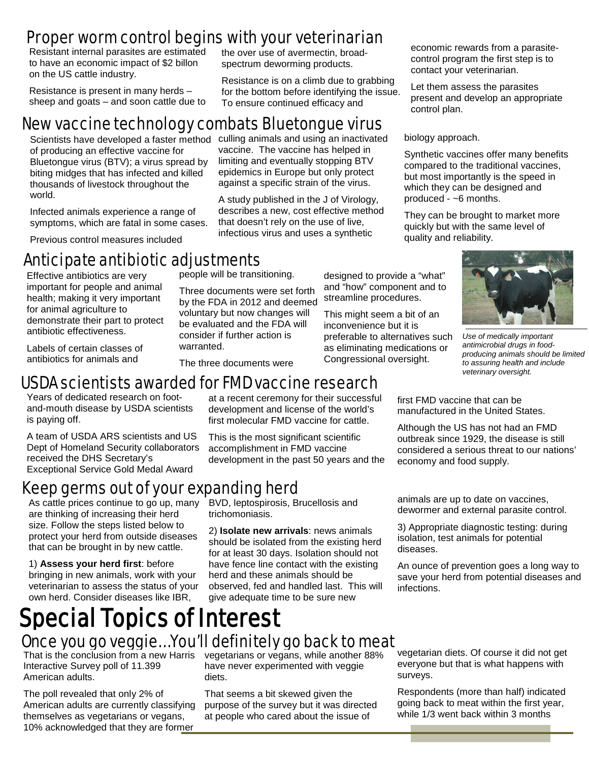## Proper worm control begins with your veterinarian

Resistant internal parasites are estimated to have an economic impact of $2 billon on the US cattle industry.

Resistance is present in many herds – sheep and goats – and soon cattle due to the over use of avermectin, broad-spectrum deworming products.

Resistance is on a climb due to grabbing for the bottom before identifying the issue. To ensure continued efficacy and economic rewards from a parasite-control program the first step is to contact your veterinarian.

Let them assess the parasites present and develop an appropriate control plan.

## New vaccine technology combats Bluetongue virus

Scientists have developed a faster method of producing an effective vaccine for Bluetongue virus (BTV); a virus spread by biting midges that has infected and killed thousands of livestock throughout the world.

Infected animals experience a range of symptoms, which are fatal in some cases.

Previous control measures included culling animals and using an inactivated vaccine. The vaccine has helped in limiting and eventually stopping BTV epidemics in Europe but only protect against a specific strain of the virus.

A study published in the J of Virology, describes a new, cost effective method that doesn't rely on the use of live, infectious virus and uses a synthetic biology approach.

Synthetic vaccines offer many benefits compared to the traditional vaccines, but most importantly is the speed in which they can be designed and produced - ~6 months.

They can be brought to market more quickly but with the same level of quality and reliability.

## Anticipate antibiotic adjustments

Effective antibiotics are very important for people and animal health; making it very important for animal agriculture to demonstrate their part to protect antibiotic effectiveness.

Labels of certain classes of antibiotics for animals and people will be transitioning.

Three documents were set forth by the FDA in 2012 and deemed voluntary but now changes will be evaluated and the FDA will consider if further action is warranted.

The three documents were designed to provide a "what" and "how" component and to streamline procedures.

This might seem a bit of an inconvenience but it is preferable to alternatives such as eliminating medications or Congressional oversight.

*Use of medically important antimicrobial drugs in food-producing animals should be limited to assuring health and include veterinary oversight.*

## USDA scientists awarded for FMD vaccine research

Years of dedicated research on foot-and-mouth disease by USDA scientists is paying off.

A team of USDA ARS scientists and US Dept of Homeland Security collaborators received the DHS Secretary's Exceptional Service Gold Medal Award at a recent ceremony for their successful development and license of the world's first molecular FMD vaccine for cattle.

This is the most significant scientific accomplishment in FMD vaccine development in the past 50 years and the first FMD vaccine that can be manufactured in the United States.

Although the US has not had an FMD outbreak since 1929, the disease is still considered a serious threat to our nations' economy and food supply.

## Keep germs out of your expanding herd

As cattle prices continue to go up, many are thinking of increasing their herd size. Follow the steps listed below to protect your herd from outside diseases that can be brought in by new cattle.

1) **Assess your herd first**: before bringing in new animals, work with your veterinarian to assess the status of your own herd. Consider diseases like IBR, BVD, leptospirosis, Brucellosis and trichomoniasis.

2) **Isolate new arrivals**: news animals should be isolated from the existing herd for at least 30 days. Isolation should not have fence line contact with the existing herd and these animals should be observed, fed and handled last. This will give adequate time to be sure new animals are up to date on vaccines, dewormer and external parasite control.

3) Appropriate diagnostic testing: during isolation, test animals for potential diseases.

An ounce of prevention goes a long way to save your herd from potential diseases and infections.

# Special Topics of Interest

## Once you go veggie…You'll definitely go back to meat

That is the conclusion from a new Harris Interactive Survey poll of 11.399 American adults.

The poll revealed that only 2% of American adults are currently classifying themselves as vegetarians or vegans, 10% acknowledged that they are former vegetarians or vegans, while another 88% have never experimented with veggie diets.

That seems a bit skewed given the purpose of the survey but it was directed at people who cared about the issue of vegetarian diets. Of course it did not get everyone but that is what happens with surveys.

Respondents (more than half) indicated going back to meat within the first year, while 1/3 went back within 3 months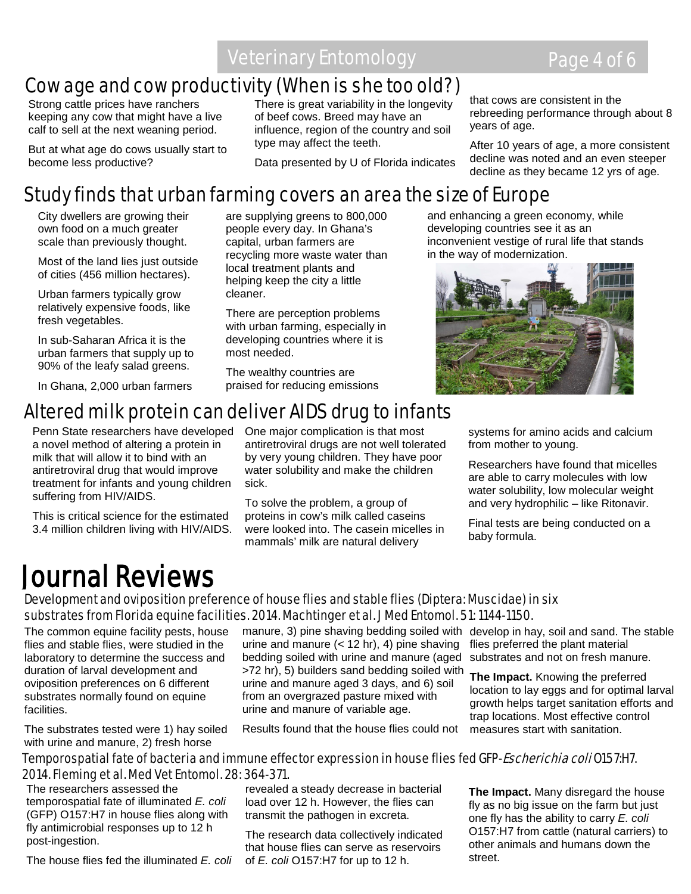## Cow age and cow productivity (When is she too old?)

Strong cattle prices have ranchers keeping any cow that might have a live calf to sell at the next weaning period.

But at what age do cows usually start to become less productive?

There is great variability in the longevity of beef cows. Breed may have an influence, region of the country and soil type may affect the teeth.

Data presented by U of Florida indicates that cows are consistent in the rebreeding performance through about 8 years of age.

After 10 years of age, a more consistent decline was noted and an even steeper decline as they became 12 yrs of age.

## Study finds that urban farming covers an area the size of Europe

City dwellers are growing their own food on a much greater scale than previously thought.

Most of the land lies just outside of cities (456 million hectares).

Urban farmers typically grow relatively expensive foods, like fresh vegetables.

In sub-Saharan Africa it is the urban farmers that supply up to 90% of the leafy salad greens.

In Ghana, 2,000 urban farmers are supplying greens to 800,000 people every day. In Ghana's capital, urban farmers are recycling more waste water than local treatment plants and helping keep the city a little cleaner.

There are perception problems with urban farming, especially in developing countries where it is most needed.

The wealthy countries are praised for reducing emissions and enhancing a green economy, while developing countries see it as an inconvenient vestige of rural life that stands in the way of modernization.

## Altered milk protein can deliver AIDS drug to infants

Penn State researchers have developed a novel method of altering a protein in milk that will allow it to bind with an antiretroviral drug that would improve treatment for infants and young children suffering from HIV/AIDS.

This is critical science for the estimated 3.4 million children living with HIV/AIDS.

One major complication is that most antiretroviral drugs are not well tolerated by very young children. They have poor water solubility and make the children sick.

To solve the problem, a group of proteins in cow's milk called caseins were looked into. The casein micelles in mammals' milk are natural delivery systems for amino acids and calcium from mother to young.

Researchers have found that micelles are able to carry molecules with low water solubility, low molecular weight and very hydrophilic – like Ritonavir.

Final tests are being conducted on a baby formula.

# Journal Reviews

### Development and oviposition preference of house flies and stable flies (Diptera: Muscidae) in six substrates from Florida equine facilities. 2014. Machtinger et al. J Med Entomol. 51: 1144-1150.

The common equine facility pests, house flies and stable flies, were studied in the laboratory to determine the success and duration of larval development and oviposition preferences on 6 different substrates normally found on equine facilities.

The substrates tested were 1) hay soiled with urine and manure, 2) fresh horse manure, 3) pine shaving bedding soiled with urine and manure (< 12 hr), 4) pine shaving bedding soiled with urine and manure (aged >72 hr), 5) builders sand bedding soiled with urine and manure aged 3 days, and 6) soil from an overgrazed pasture mixed with urine and manure of variable age.

Results found that the house flies could not develop in hay, soil and sand. The stable flies preferred the plant material substrates and not on fresh manure.

**The Impact.** Knowing the preferred location to lay eggs and for optimal larval growth helps target sanitation efforts and trap locations. Most effective control measures start with sanitation.

### Temporospatial fate of bacteria and immune effector expression in house flies fed GFP-*Escherichia coli* O157:H7. 2014. Fleming et al. Med Vet Entomol. 28: 364-371.

The researchers assessed the temporospatial fate of illuminated *E. coli* (GFP) O157:H7 in house flies along with fly antimicrobial responses up to 12 h post-ingestion.

The house flies fed the illuminated *E. coli* revealed a steady decrease in bacterial load over 12 h. However, the flies can transmit the pathogen in excreta.

The research data collectively indicated that house flies can serve as reservoirs of *E. coli* O157:H7 for up to 12 h.

**The Impact.** Many disregard the house fly as no big issue on the farm but just one fly has the ability to carry *E. coli* O157:H7 from cattle (natural carriers) to other animals and humans down the street.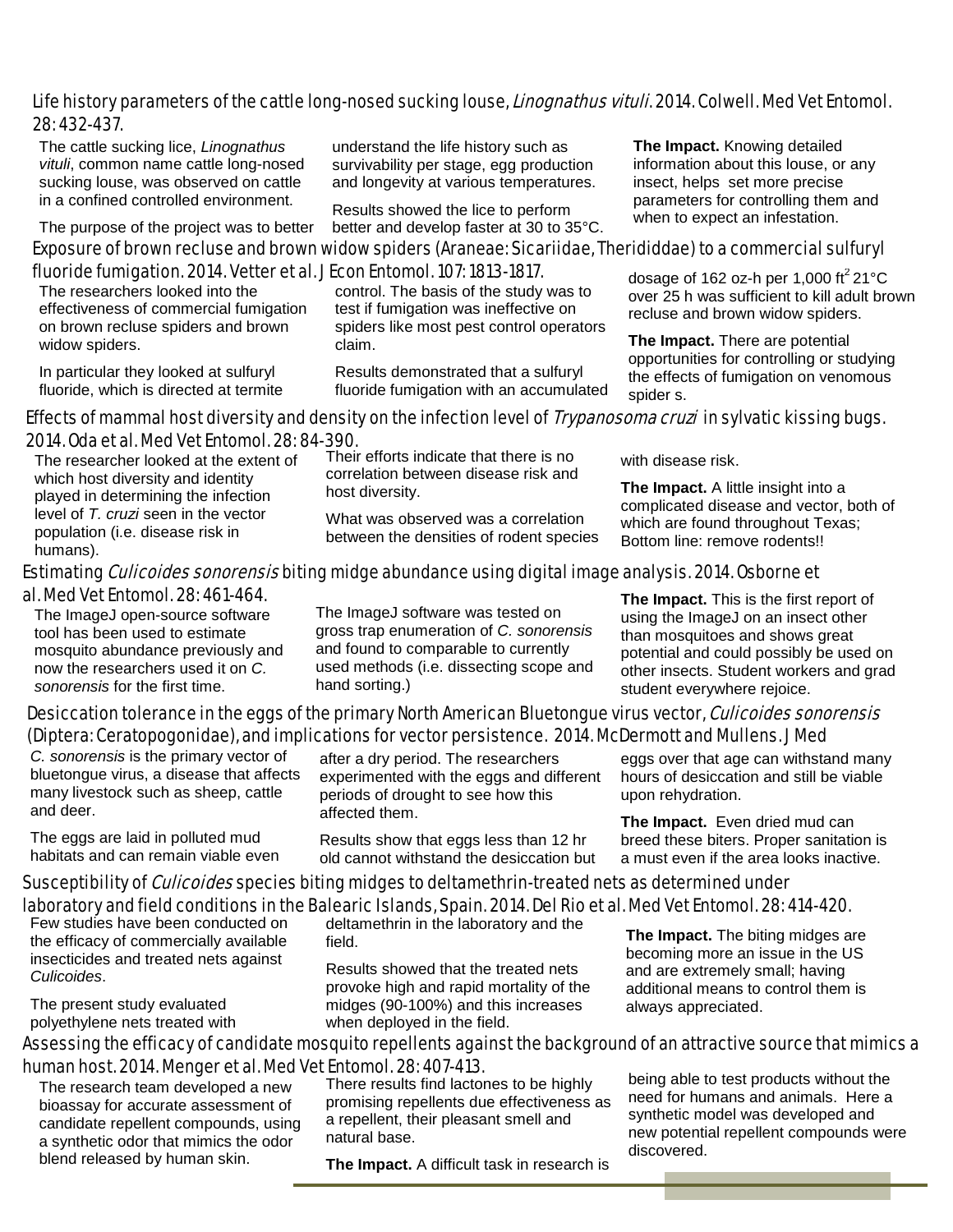## Life history parameters of the cattle long-nosed sucking louse, *Linognathus vituli*. 2014. Colwell. Med Vet Entomol. 28: 432-437.

The cattle sucking lice, *Linognathus vituli*, common name cattle long-nosed sucking louse, was observed on cattle in a confined controlled environment.

The purpose of the project was to better understand the life history such as survivability per stage, egg production and longevity at various temperatures.

Results showed the lice to perform better and develop faster at 30 to 35°C.

**The Impact.** Knowing detailed information about this louse, or any insect, helps set more precise parameters for controlling them and when to expect an infestation.

## Exposure of brown recluse and brown widow spiders (Araneae: Sicariidae, Therididdae) to a commercial sulfuryl fluoride fumigation. 2014. Vetter et al. J Econ Entomol. 107: 1813-1817.

The researchers looked into the effectiveness of commercial fumigation on brown recluse spiders and brown widow spiders.

In particular they looked at sulfuryl fluoride, which is directed at termite control. The basis of the study was to test if fumigation was ineffective on spiders like most pest control operators claim.

Results demonstrated that a sulfuryl fluoride fumigation with an accumulated dosage of 162 oz-h per 1,000 ft$^2$ 21°C over 25 h was sufficient to kill adult brown recluse and brown widow spiders.

**The Impact.** There are potential opportunities for controlling or studying the effects of fumigation on venomous spider s.

## Effects of mammal host diversity and density on the infection level of *Trypanosoma cruzi* in sylvatic kissing bugs. 2014. Oda et al. Med Vet Entomol. 28: 84-390.

The researcher looked at the extent of which host diversity and identity played in determining the infection level of *T. cruzi* seen in the vector population (i.e. disease risk in humans).

Their efforts indicate that there is no correlation between disease risk and host diversity.

What was observed was a correlation between the densities of rodent species with disease risk.

**The Impact.** A little insight into a complicated disease and vector, both of which are found throughout Texas; Bottom line: remove rodents!!

## Estimating *Culicoides sonorensis* biting midge abundance using digital image analysis. 2014. Osborne et al. Med Vet Entomol. 28: 461-464.

The ImageJ open-source software tool has been used to estimate mosquito abundance previously and now the researchers used it on *C. sonorensis* for the first time.

The ImageJ software was tested on gross trap enumeration of *C. sonorensis* and found to comparable to currently used methods (i.e. dissecting scope and hand sorting.)

**The Impact.** This is the first report of using the ImageJ on an insect other than mosquitoes and shows great potential and could possibly be used on other insects. Student workers and grad student everywhere rejoice.

## Desiccation tolerance in the eggs of the primary North American Bluetongue virus vector, *Culicoides sonorensis* (Diptera: Ceratopogonidae), and implications for vector persistence. 2014. McDermott and Mullens. J Med

*C. sonorensis* is the primary vector of bluetongue virus, a disease that affects many livestock such as sheep, cattle and deer.

The eggs are laid in polluted mud habitats and can remain viable even after a dry period. The researchers experimented with the eggs and different periods of drought to see how this affected them.

Results show that eggs less than 12 hr old cannot withstand the desiccation but eggs over that age can withstand many hours of desiccation and still be viable upon rehydration.

**The Impact.** Even dried mud can breed these biters. Proper sanitation is a must even if the area looks inactive.

## Susceptibility of *Culicoides* species biting midges to deltamethrin-treated nets as determined under laboratory and field conditions in the Balearic Islands, Spain. 2014. Del Rio et al. Med Vet Entomol. 28: 414-420.

Few studies have been conducted on the efficacy of commercially available insecticides and treated nets against *Culicoides*.

The present study evaluated polyethylene nets treated with deltamethrin in the laboratory and the field.

Results showed that the treated nets provoke high and rapid mortality of the midges (90-100%) and this increases when deployed in the field.

**The Impact.** The biting midges are becoming more an issue in the US and are extremely small; having additional means to control them is always appreciated.

## Assessing the efficacy of candidate mosquito repellents against the background of an attractive source that mimics a human host. 2014. Menger et al. Med Vet Entomol. 28: 407-413.

The research team developed a new bioassay for accurate assessment of candidate repellent compounds, using a synthetic odor that mimics the odor blend released by human skin.

There results find lactones to be highly promising repellents due effectiveness as a repellent, their pleasant smell and natural base.

**The Impact.** A difficult task in research is being able to test products without the need for humans and animals. Here a synthetic model was developed and new potential repellent compounds were discovered.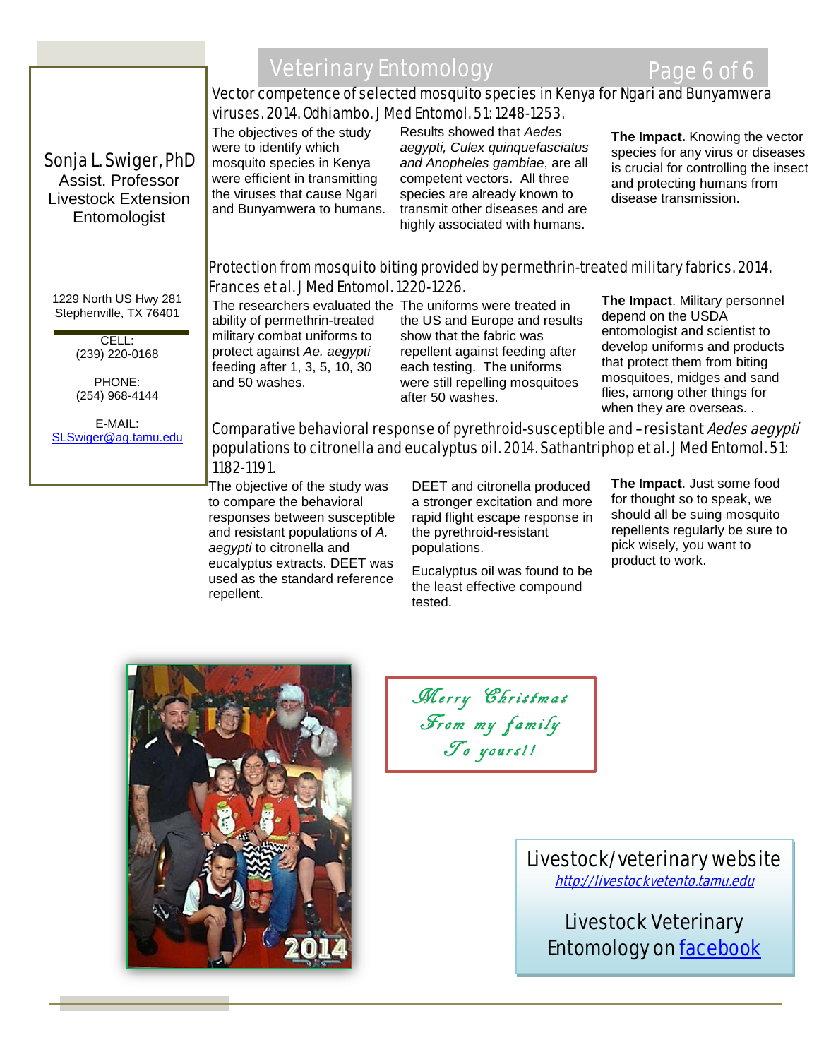Sonja L. Swiger, PhD
Assist. Professor
Livestock Extension
Entomologist

1229 North US Hwy 281
Stephenville, TX 76401

CELL:
(239) 220-0168

PHONE:
(254) 968-4144

E-MAIL:
SLSwiger@ag.tamu.edu

## Vector competence of selected mosquito species in Kenya for Ngari and Bunyamwera viruses. 2014. Odhiambo. J Med Entomol. 51: 1248-1253.

The objectives of the study were to identify which mosquito species in Kenya were efficient in transmitting the viruses that cause Ngari and Bunyamwera to humans.

Results showed that *Aedes aegypti, Culex quinquefasciatus and Anopheles gambiae*, are all competent vectors. All three species are already known to transmit other diseases and are highly associated with humans.

**The Impact.** Knowing the vector species for any virus or diseases is crucial for controlling the insect and protecting humans from disease transmission.

## Protection from mosquito biting provided by permethrin-treated military fabrics. 2014. Frances et al. J Med Entomol. 1220-1226.

The researchers evaluated the ability of permethrin-treated military combat uniforms to protect against *Ae. aegypti* feeding after 1, 3, 5, 10, 30 and 50 washes.

The uniforms were treated in the US and Europe and results show that the fabric was repellent against feeding after each testing. The uniforms were still repelling mosquitoes after 50 washes.

**The Impact**. Military personnel depend on the USDA entomologist and scientist to develop uniforms and products that protect them from biting mosquitoes, midges and sand flies, among other things for when they are overseas. .

## Comparative behavioral response of pyrethroid-susceptible and –resistant *Aedes aegypti* populations to citronella and eucalyptus oil. 2014. Sathantriphop et al. J Med Entomol. 51: 1182-1191.

The objective of the study was to compare the behavioral responses between susceptible and resistant populations of *A. aegypti* to citronella and eucalyptus extracts. DEET was used as the standard reference repellent.

DEET and citronella produced a stronger excitation and more rapid flight escape response in the pyrethroid-resistant populations.

Eucalyptus oil was found to be the least effective compound tested.

**The Impact**. Just some food for thought so to speak, we should all be suing mosquito repellents regularly be sure to pick wisely, you want to product to work.

2014

*Merry Christmas*
*From my family*
*To yours!!*

Livestock/veterinary website
http://livestockvetento.tamu.edu

Livestock Veterinary Entomology on facebook